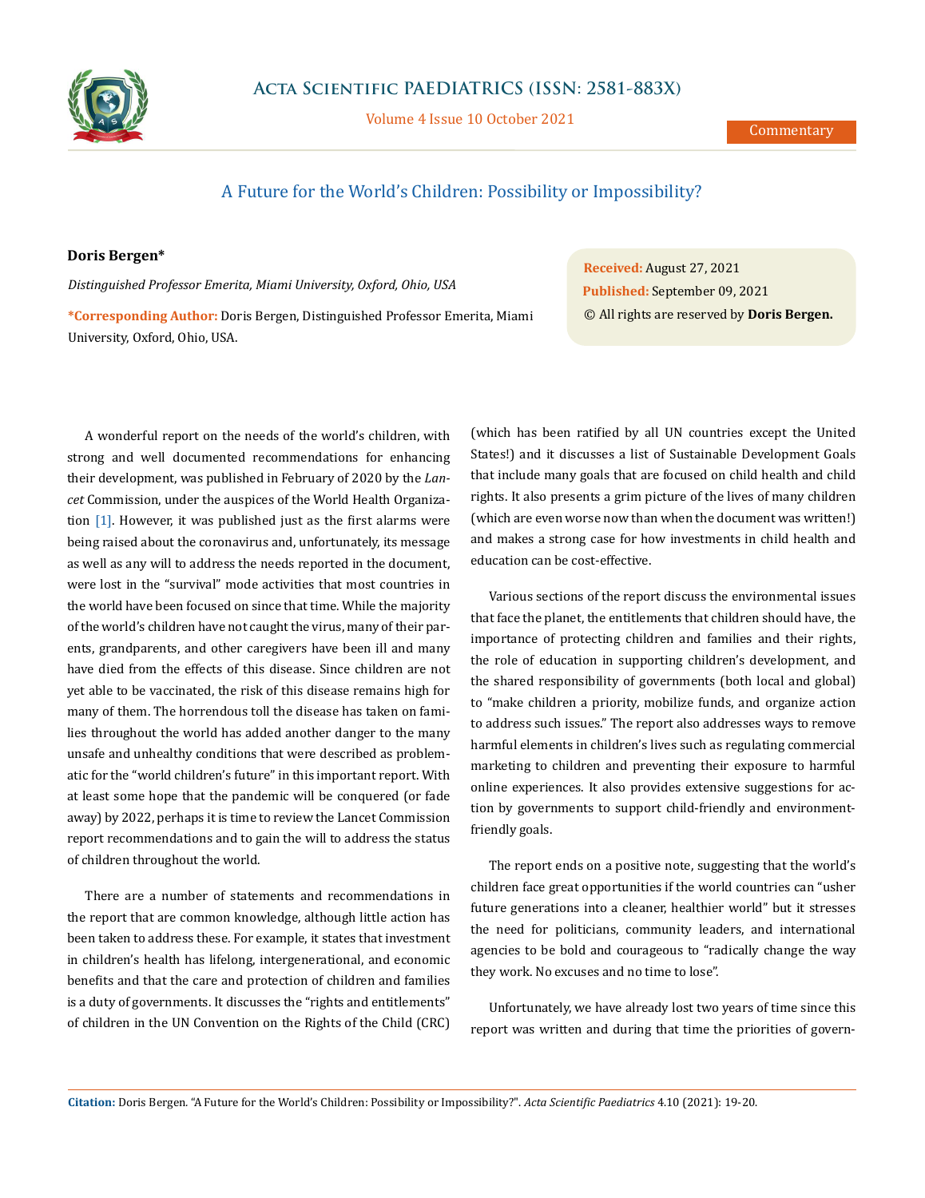Commentary

# A Future for the World's Children: Possibility or Impossibility?

**Doris Bergen***

*Distinguished Professor Emerita, Miami University, Oxford, Ohio, USA*

***Corresponding Author:** Doris Bergen, Distinguished Professor Emerita, Miami University, Oxford, Ohio, USA.

**Received:** August 27, 2021
**Published:** September 09, 2021
© All rights are reserved by **Doris Bergen.**

A wonderful report on the needs of the world's children, with strong and well documented recommendations for enhancing their development, was published in February of 2020 by the *Lancet* Commission, under the auspices of the World Health Organization [1]. However, it was published just as the first alarms were being raised about the coronavirus and, unfortunately, its message as well as any will to address the needs reported in the document, were lost in the "survival" mode activities that most countries in the world have been focused on since that time. While the majority of the world's children have not caught the virus, many of their parents, grandparents, and other caregivers have been ill and many have died from the effects of this disease. Since children are not yet able to be vaccinated, the risk of this disease remains high for many of them. The horrendous toll the disease has taken on families throughout the world has added another danger to the many unsafe and unhealthy conditions that were described as problematic for the "world children's future" in this important report. With at least some hope that the pandemic will be conquered (or fade away) by 2022, perhaps it is time to review the Lancet Commission report recommendations and to gain the will to address the status of children throughout the world.

There are a number of statements and recommendations in the report that are common knowledge, although little action has been taken to address these. For example, it states that investment in children's health has lifelong, intergenerational, and economic benefits and that the care and protection of children and families is a duty of governments. It discusses the "rights and entitlements" of children in the UN Convention on the Rights of the Child (CRC) (which has been ratified by all UN countries except the United States!) and it discusses a list of Sustainable Development Goals that include many goals that are focused on child health and child rights. It also presents a grim picture of the lives of many children (which are even worse now than when the document was written!) and makes a strong case for how investments in child health and education can be cost-effective.

Various sections of the report discuss the environmental issues that face the planet, the entitlements that children should have, the importance of protecting children and families and their rights, the role of education in supporting children's development, and the shared responsibility of governments (both local and global) to "make children a priority, mobilize funds, and organize action to address such issues." The report also addresses ways to remove harmful elements in children's lives such as regulating commercial marketing to children and preventing their exposure to harmful online experiences. It also provides extensive suggestions for action by governments to support child-friendly and environment-friendly goals.

The report ends on a positive note, suggesting that the world's children face great opportunities if the world countries can "usher future generations into a cleaner, healthier world" but it stresses the need for politicians, community leaders, and international agencies to be bold and courageous to "radically change the way they work. No excuses and no time to lose".

Unfortunately, we have already lost two years of time since this report was written and during that time the priorities of govern-

**Citation:** Doris Bergen. "A Future for the World's Children: Possibility or Impossibility?". *Acta Scientific Paediatrics* 4.10 (2021): 19-20.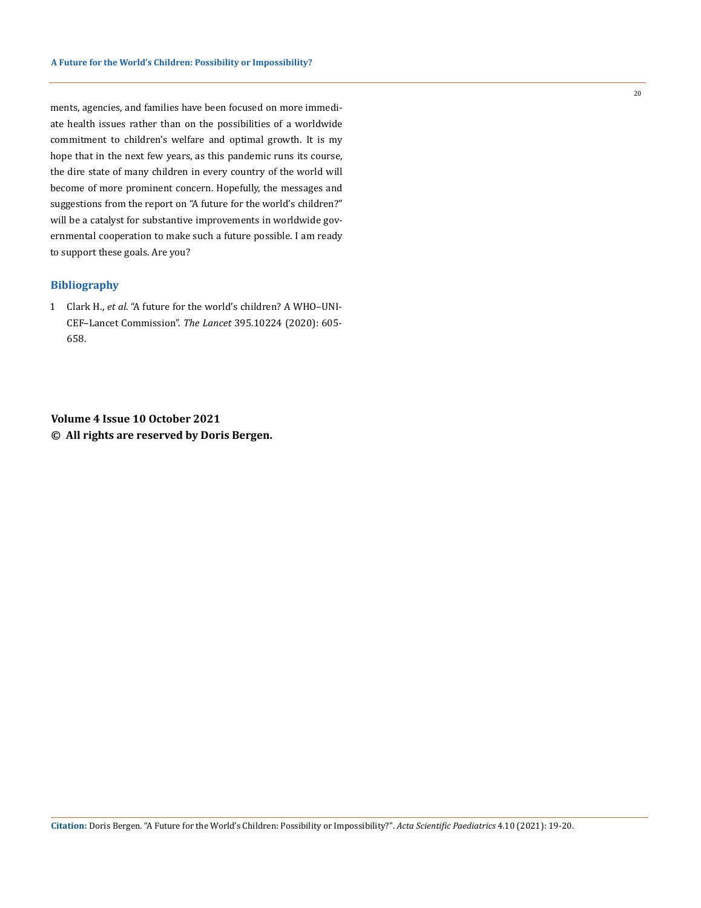ments, agencies, and families have been focused on more immediate health issues rather than on the possibilities of a worldwide commitment to children's welfare and optimal growth. It is my hope that in the next few years, as this pandemic runs its course, the dire state of many children in every country of the world will become of more prominent concern. Hopefully, the messages and suggestions from the report on "A future for the world's children?" will be a catalyst for substantive improvements in worldwide governmental cooperation to make such a future possible. I am ready to support these goals. Are you?

## Bibliography

1. Clark H., *et al.* "A future for the world's children? A WHO–UNICEF–Lancet Commission". *The Lancet* 395.10224 (2020): 605-658.

**Volume 4 Issue 10 October 2021**
**© All rights are reserved by Doris Bergen.**